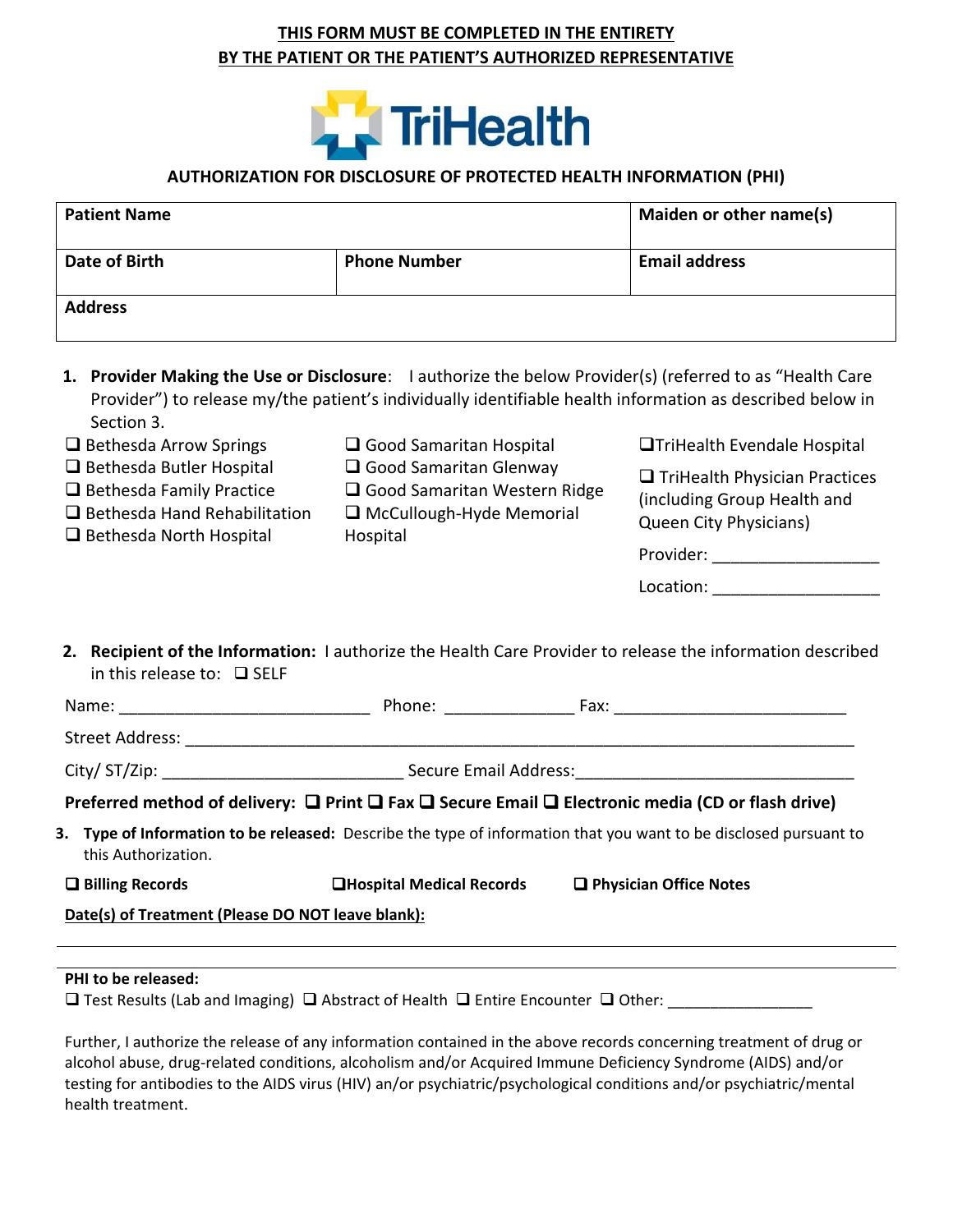**THIS FORM MUST BE COMPLETED IN THE ENTIRETY**
**BY THE PATIENT OR THE PATIENT'S AUTHORIZED REPRESENTATIVE**

TriHealth

## AUTHORIZATION FOR DISCLOSURE OF PROTECTED HEALTH INFORMATION (PHI)

| **Patient Name** | | **Maiden or other name(s)** |
|---|---|---|
| **Date of Birth** | **Phone Number** | **Email address** |
| **Address** | | |

1. **Provider Making the Use or Disclosure**: I authorize the below Provider(s) (referred to as "Health Care Provider") to release my/the patient's individually identifiable health information as described below in Section 3.

- ☐ Bethesda Arrow Springs
- ☐ Bethesda Butler Hospital
- ☐ Bethesda Family Practice
- ☐ Bethesda Hand Rehabilitation
- ☐ Bethesda North Hospital
- ☐ Good Samaritan Hospital
- ☐ Good Samaritan Glenway
- ☐ Good Samaritan Western Ridge
- ☐ McCullough-Hyde Memorial Hospital
- ☐ TriHealth Evendale Hospital
- ☐ TriHealth Physician Practices (including Group Health and Queen City Physicians)

Provider: __________________

Location: __________________

2. **Recipient of the Information:** I authorize the Health Care Provider to release the information described in this release to: ☐ SELF

Name: ___________________________ Phone: ______________ Fax: _________________________

Street Address: _________________________________________________________________________

City/ ST/Zip: __________________________ Secure Email Address:______________________________

**Preferred method of delivery: ☐ Print ☐ Fax ☐ Secure Email ☐ Electronic media (CD or flash drive)**

3. **Type of Information to be released:** Describe the type of information that you want to be disclosed pursuant to this Authorization.

**☐ Billing Records** **☐ Hospital Medical Records** **☐ Physician Office Notes**

**Date(s) of Treatment (Please DO NOT leave blank):**

**PHI to be released:**

☐ Test Results (Lab and Imaging) ☐ Abstract of Health ☐ Entire Encounter ☐ Other: _________________

Further, I authorize the release of any information contained in the above records concerning treatment of drug or alcohol abuse, drug-related conditions, alcoholism and/or Acquired Immune Deficiency Syndrome (AIDS) and/or testing for antibodies to the AIDS virus (HIV) an/or psychiatric/psychological conditions and/or psychiatric/mental health treatment.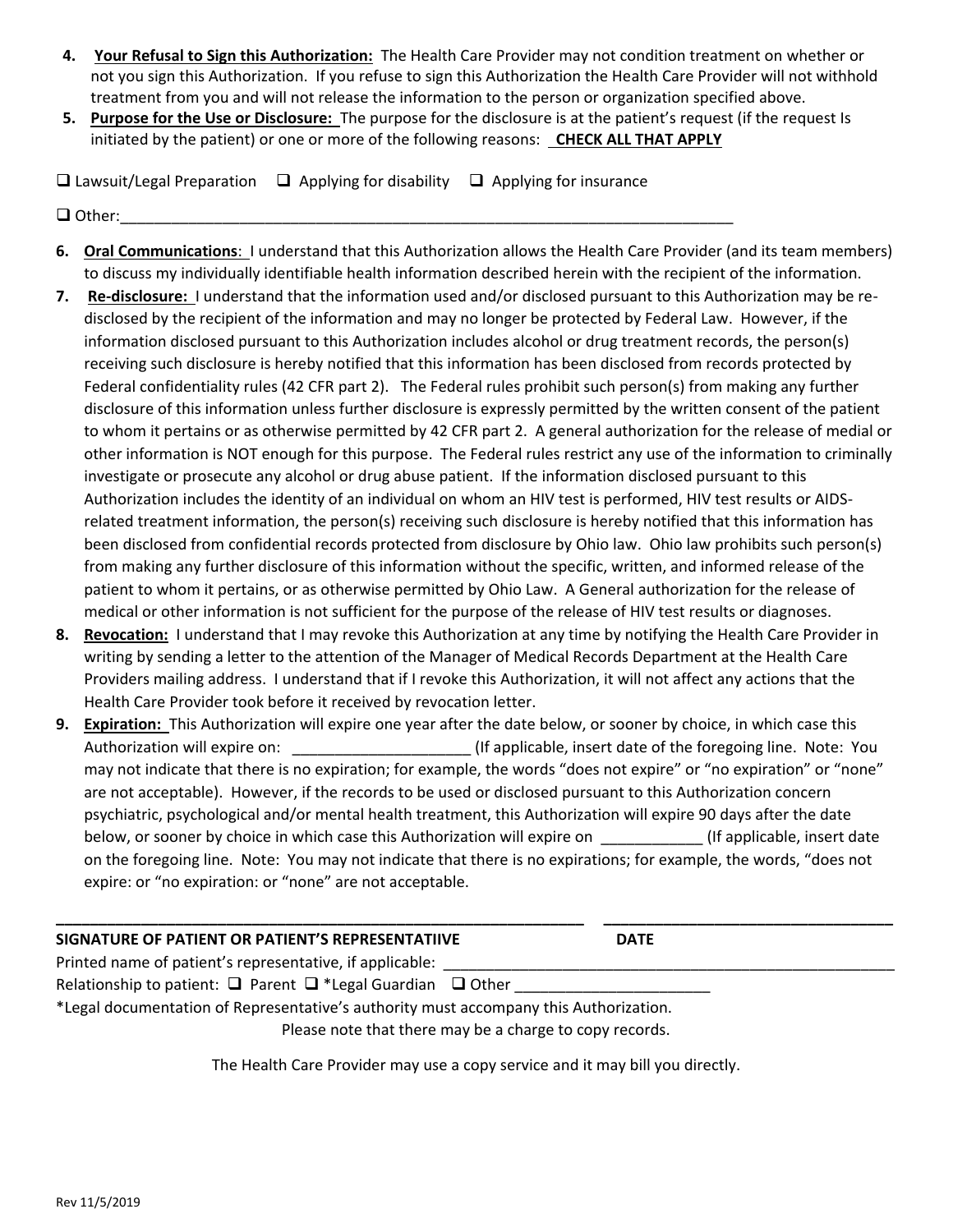4. **Your Refusal to Sign this Authorization:** The Health Care Provider may not condition treatment on whether or not you sign this Authorization. If you refuse to sign this Authorization the Health Care Provider will not withhold treatment from you and will not release the information to the person or organization specified above.
5. **Purpose for the Use or Disclosure:** The purpose for the disclosure is at the patient's request (if the request Is initiated by the patient) or one or more of the following reasons: **CHECK ALL THAT APPLY**

❑ Lawsuit/Legal Preparation ❑ Applying for disability ❑ Applying for insurance

❑ Other:___________________________________________________________________________

6. **Oral Communications**: I understand that this Authorization allows the Health Care Provider (and its team members) to discuss my individually identifiable health information described herein with the recipient of the information.
7. **Re-disclosure:** I understand that the information used and/or disclosed pursuant to this Authorization may be re-disclosed by the recipient of the information and may no longer be protected by Federal Law. However, if the information disclosed pursuant to this Authorization includes alcohol or drug treatment records, the person(s) receiving such disclosure is hereby notified that this information has been disclosed from records protected by Federal confidentiality rules (42 CFR part 2). The Federal rules prohibit such person(s) from making any further disclosure of this information unless further disclosure is expressly permitted by the written consent of the patient to whom it pertains or as otherwise permitted by 42 CFR part 2. A general authorization for the release of medial or other information is NOT enough for this purpose. The Federal rules restrict any use of the information to criminally investigate or prosecute any alcohol or drug abuse patient. If the information disclosed pursuant to this Authorization includes the identity of an individual on whom an HIV test is performed, HIV test results or AIDS-related treatment information, the person(s) receiving such disclosure is hereby notified that this information has been disclosed from confidential records protected from disclosure by Ohio law. Ohio law prohibits such person(s) from making any further disclosure of this information without the specific, written, and informed release of the patient to whom it pertains, or as otherwise permitted by Ohio Law. A General authorization for the release of medical or other information is not sufficient for the purpose of the release of HIV test results or diagnoses.
8. **Revocation:** I understand that I may revoke this Authorization at any time by notifying the Health Care Provider in writing by sending a letter to the attention of the Manager of Medical Records Department at the Health Care Providers mailing address. I understand that if I revoke this Authorization, it will not affect any actions that the Health Care Provider took before it received by revocation letter.
9. **Expiration:** This Authorization will expire one year after the date below, or sooner by choice, in which case this Authorization will expire on: _____________________ (If applicable, insert date of the foregoing line. Note: You may not indicate that there is no expiration; for example, the words "does not expire" or "no expiration" or "none" are not acceptable). However, if the records to be used or disclosed pursuant to this Authorization concern psychiatric, psychological and/or mental health treatment, this Authorization will expire 90 days after the date below, or sooner by choice in which case this Authorization will expire on ____________ (If applicable, insert date on the foregoing line. Note: You may not indicate that there is no expirations; for example, the words, "does not expire: or "no expiration: or "none" are not acceptable.

_________________________________________________________________ __________________________________

**SIGNATURE OF PATIENT OR PATIENT'S REPRESENTATIIVE** **DATE**

Printed name of patient's representative, if applicable: _______________________________________________________

Relationship to patient: ❑ Parent ❑ *Legal Guardian ❑ Other _______________________

*Legal documentation of Representative's authority must accompany this Authorization.

Please note that there may be a charge to copy records.

The Health Care Provider may use a copy service and it may bill you directly.

Rev 11/5/2019